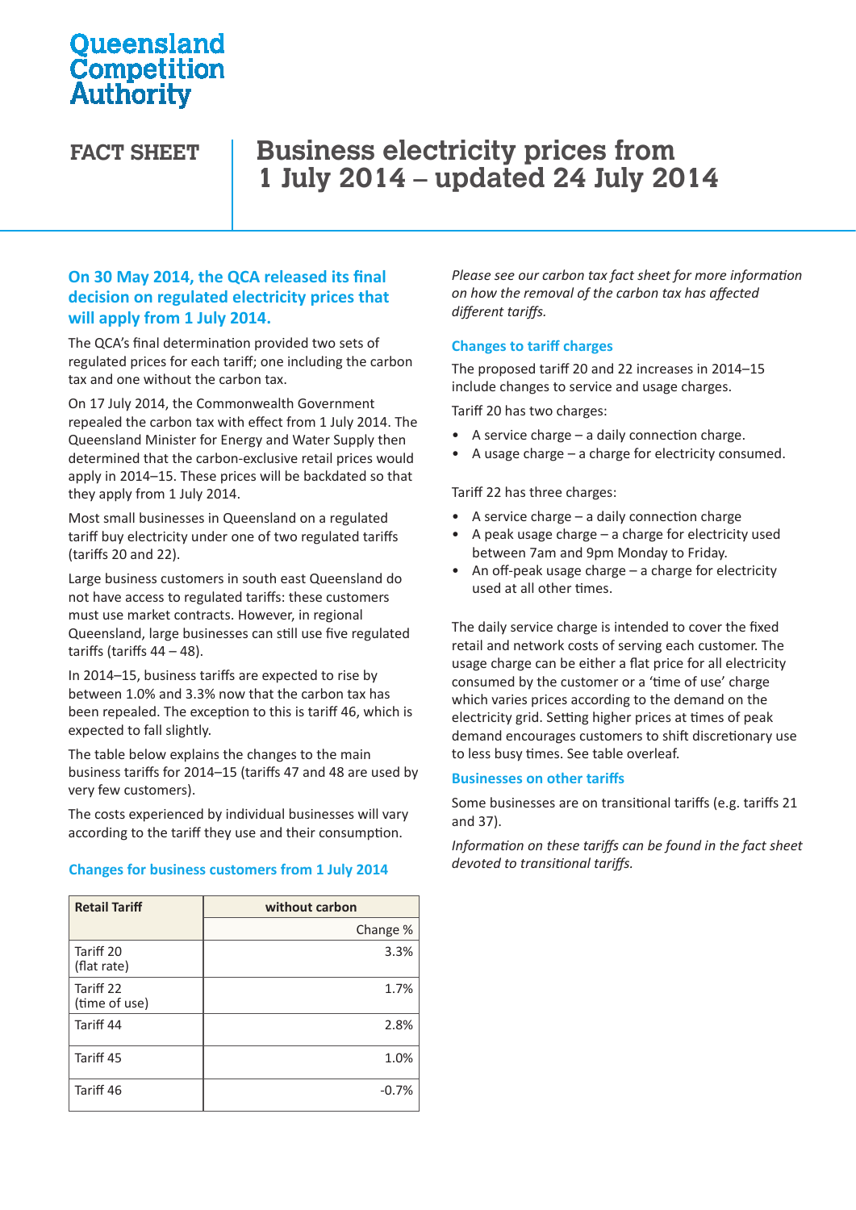Queensland Competition Authority

# FACT SHEET — Business electricity prices from 1 July 2014 – updated 24 July 2014

## On 30 May 2014, the QCA released its final decision on regulated electricity prices that will apply from 1 July 2014.

The QCA's final determination provided two sets of regulated prices for each tariff; one including the carbon tax and one without the carbon tax.

On 17 July 2014, the Commonwealth Government repealed the carbon tax with effect from 1 July 2014. The Queensland Minister for Energy and Water Supply then determined that the carbon-exclusive retail prices would apply in 2014–15. These prices will be backdated so that they apply from 1 July 2014.

Most small businesses in Queensland on a regulated tariff buy electricity under one of two regulated tariffs (tariffs 20 and 22).

Large business customers in south east Queensland do not have access to regulated tariffs: these customers must use market contracts. However, in regional Queensland, large businesses can still use five regulated tariffs (tariffs 44 – 48).

In 2014–15, business tariffs are expected to rise by between 1.0% and 3.3% now that the carbon tax has been repealed. The exception to this is tariff 46, which is expected to fall slightly.

The table below explains the changes to the main business tariffs for 2014–15 (tariffs 47 and 48 are used by very few customers).

The costs experienced by individual businesses will vary according to the tariff they use and their consumption.

### Changes for business customers from 1 July 2014

| Retail Tariff | without carbon |
|---|---|
| | Change % |
| Tariff 20 (flat rate) | 3.3% |
| Tariff 22 (time of use) | 1.7% |
| Tariff 44 | 2.8% |
| Tariff 45 | 1.0% |
| Tariff 46 | -0.7% |

*Please see our carbon tax fact sheet for more information on how the removal of the carbon tax has affected different tariffs.*

### Changes to tariff charges

The proposed tariff 20 and 22 increases in 2014–15 include changes to service and usage charges.

Tariff 20 has two charges:

- A service charge – a daily connection charge.
- A usage charge – a charge for electricity consumed.

Tariff 22 has three charges:

- A service charge – a daily connection charge
- A peak usage charge – a charge for electricity used between 7am and 9pm Monday to Friday.
- An off-peak usage charge – a charge for electricity used at all other times.

The daily service charge is intended to cover the fixed retail and network costs of serving each customer. The usage charge can be either a flat price for all electricity consumed by the customer or a 'time of use' charge which varies prices according to the demand on the electricity grid. Setting higher prices at times of peak demand encourages customers to shift discretionary use to less busy times. See table overleaf.

### Businesses on other tariffs

Some businesses are on transitional tariffs (e.g. tariffs 21 and 37).

*Information on these tariffs can be found in the fact sheet devoted to transitional tariffs.*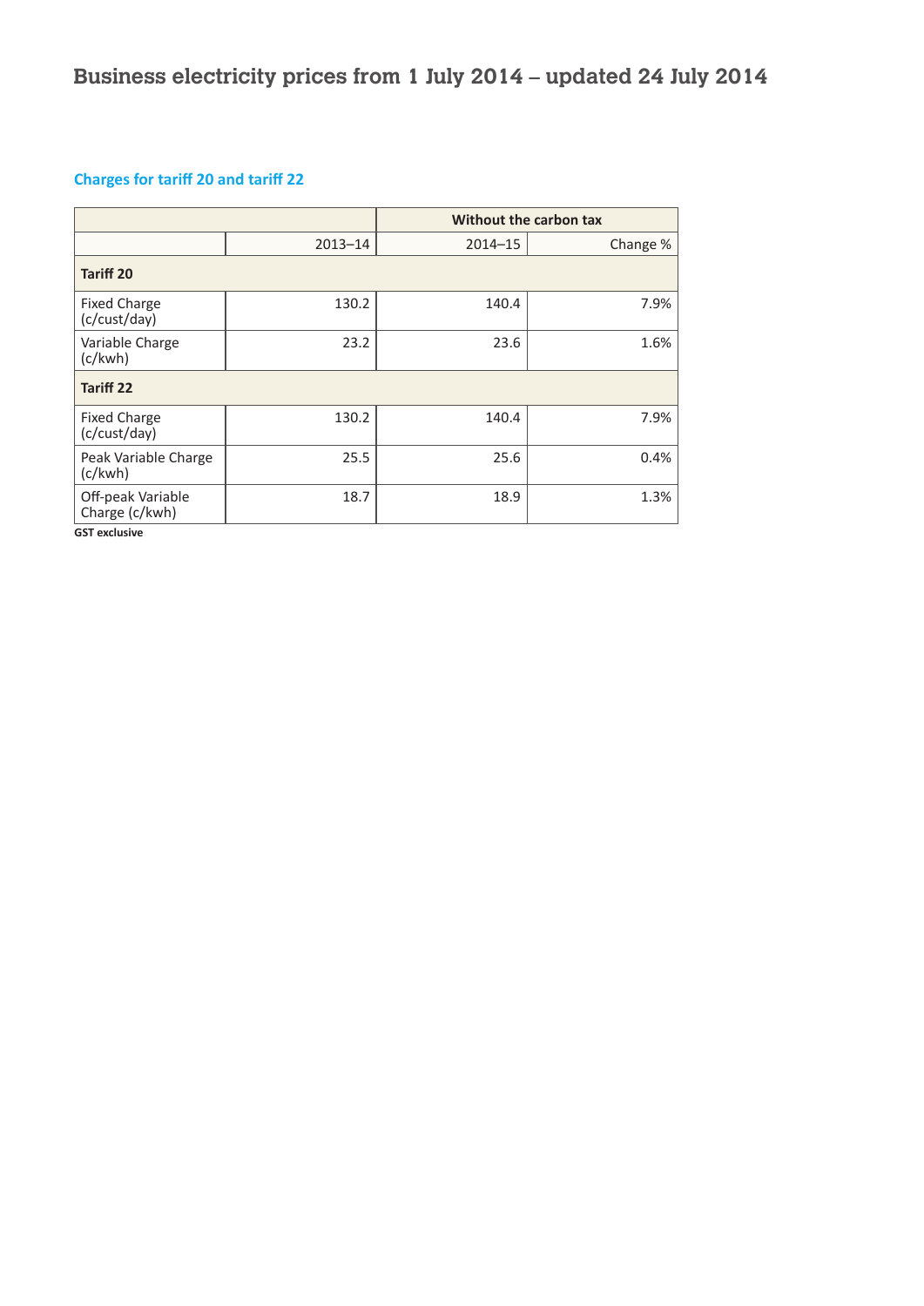# Business electricity prices from 1 July 2014 – updated 24 July 2014

## Charges for tariff 20 and tariff 22

| | | Without the carbon tax | |
|---|---|---|---|
| | 2013–14 | 2014–15 | Change % |
| **Tariff 20** | | | |
| Fixed Charge (c/cust/day) | 130.2 | 140.4 | 7.9% |
| Variable Charge (c/kwh) | 23.2 | 23.6 | 1.6% |
| **Tariff 22** | | | |
| Fixed Charge (c/cust/day) | 130.2 | 140.4 | 7.9% |
| Peak Variable Charge (c/kwh) | 25.5 | 25.6 | 0.4% |
| Off-peak Variable Charge (c/kwh) | 18.7 | 18.9 | 1.3% |

**GST exclusive**